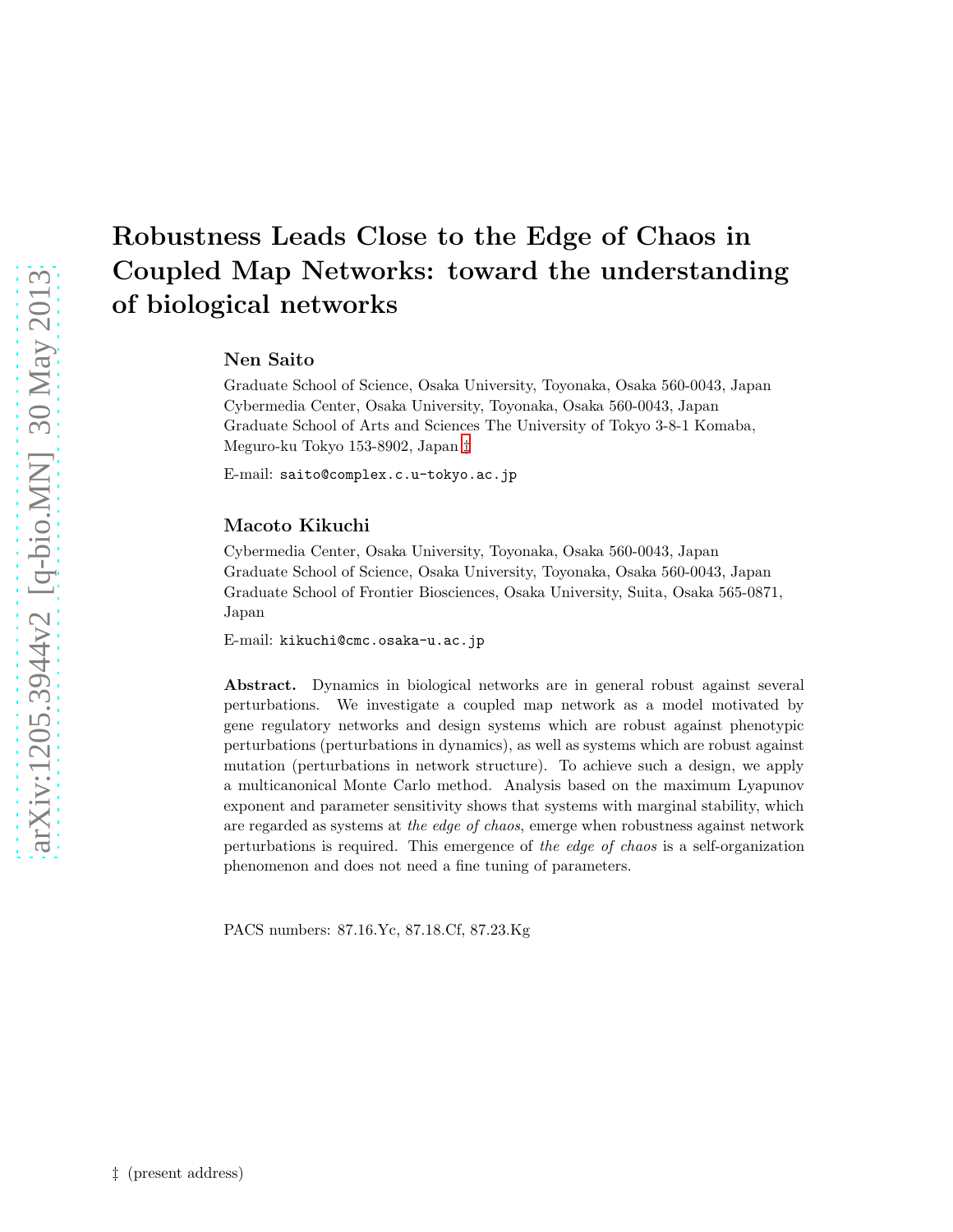# Robustness Leads Close to the Edge of Chaos in Coupled Map Networks: toward the understanding of biological networks

**Nen Saito**

Graduate School of Science, Osaka University, Toyonaka, Osaka 560-0043, Japan
Cybermedia Center, Osaka University, Toyonaka, Osaka 560-0043, Japan
Graduate School of Arts and Sciences The University of Tokyo 3-8-1 Komaba, Meguro-ku Tokyo 153-8902, Japan ‡

E-mail: saito@complex.c.u-tokyo.ac.jp

**Macoto Kikuchi**

Cybermedia Center, Osaka University, Toyonaka, Osaka 560-0043, Japan
Graduate School of Science, Osaka University, Toyonaka, Osaka 560-0043, Japan
Graduate School of Frontier Biosciences, Osaka University, Suita, Osaka 565-0871, Japan

E-mail: kikuchi@cmc.osaka-u.ac.jp

**Abstract.** Dynamics in biological networks are in general robust against several perturbations. We investigate a coupled map network as a model motivated by gene regulatory networks and design systems which are robust against phenotypic perturbations (perturbations in dynamics), as well as systems which are robust against mutation (perturbations in network structure). To achieve such a design, we apply a multicanonical Monte Carlo method. Analysis based on the maximum Lyapunov exponent and parameter sensitivity shows that systems with marginal stability, which are regarded as systems at *the edge of chaos*, emerge when robustness against network perturbations is required. This emergence of *the edge of chaos* is a self-organization phenomenon and does not need a fine tuning of parameters.

PACS numbers: 87.16.Yc, 87.18.Cf, 87.23.Kg

‡ (present address)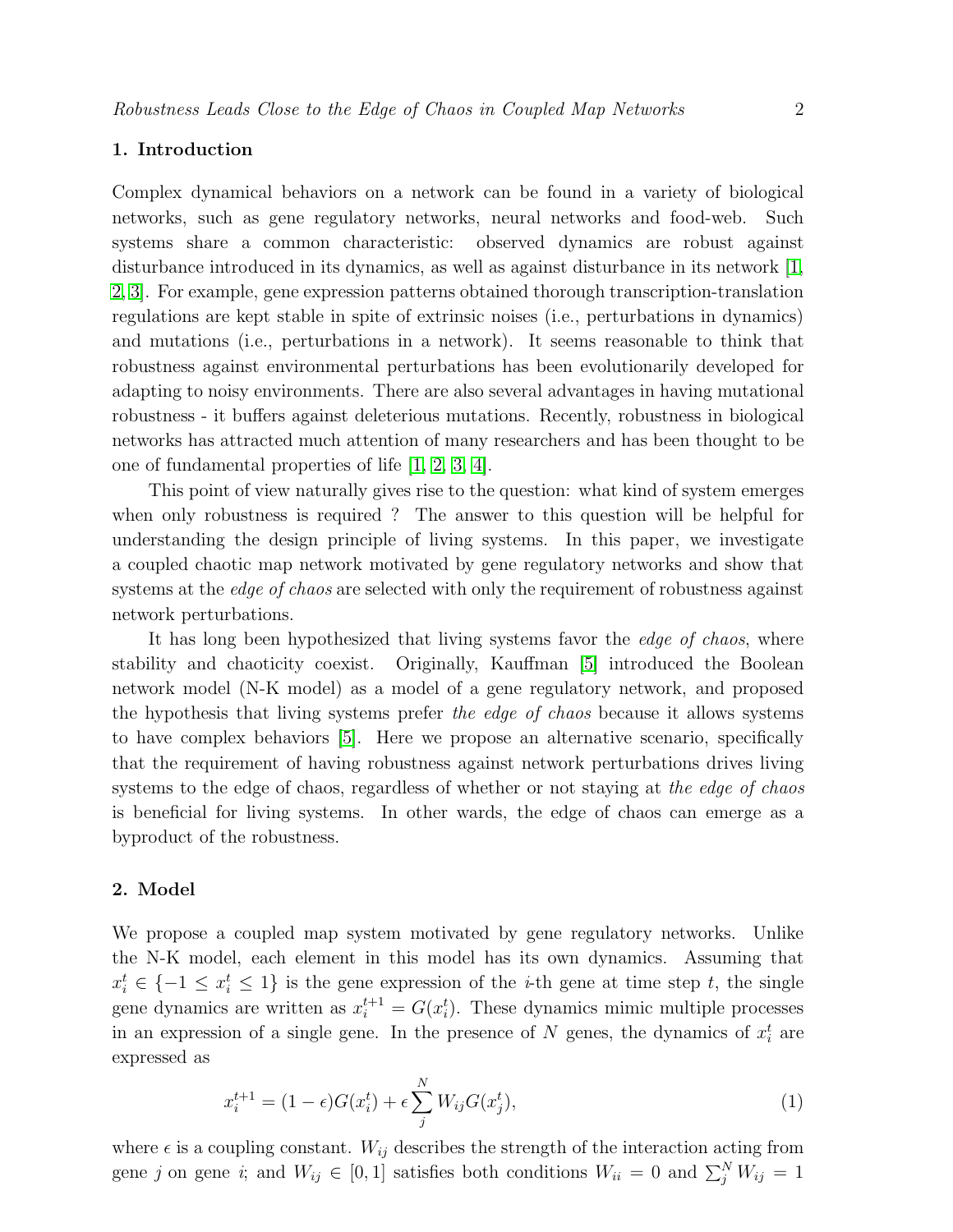## 1. Introduction

Complex dynamical behaviors on a network can be found in a variety of biological networks, such as gene regulatory networks, neural networks and food-web. Such systems share a common characteristic: observed dynamics are robust against disturbance introduced in its dynamics, as well as against disturbance in its network [1, 2, 3]. For example, gene expression patterns obtained thorough transcription-translation regulations are kept stable in spite of extrinsic noises (i.e., perturbations in dynamics) and mutations (i.e., perturbations in a network). It seems reasonable to think that robustness against environmental perturbations has been evolutionarily developed for adapting to noisy environments. There are also several advantages in having mutational robustness - it buffers against deleterious mutations. Recently, robustness in biological networks has attracted much attention of many researchers and has been thought to be one of fundamental properties of life [1, 2, 3, 4].

This point of view naturally gives rise to the question: what kind of system emerges when only robustness is required ? The answer to this question will be helpful for understanding the design principle of living systems. In this paper, we investigate a coupled chaotic map network motivated by gene regulatory networks and show that systems at the *edge of chaos* are selected with only the requirement of robustness against network perturbations.

It has long been hypothesized that living systems favor the *edge of chaos*, where stability and chaoticity coexist. Originally, Kauffman [5] introduced the Boolean network model (N-K model) as a model of a gene regulatory network, and proposed the hypothesis that living systems prefer *the edge of chaos* because it allows systems to have complex behaviors [5]. Here we propose an alternative scenario, specifically that the requirement of having robustness against network perturbations drives living systems to the edge of chaos, regardless of whether or not staying at *the edge of chaos* is beneficial for living systems. In other wards, the edge of chaos can emerge as a byproduct of the robustness.

## 2. Model

We propose a coupled map system motivated by gene regulatory networks. Unlike the N-K model, each element in this model has its own dynamics. Assuming that $x_i^t \in \{-1 \leq x_i^t \leq 1\}$ is the gene expression of the $i$-th gene at time step $t$, the single gene dynamics are written as $x_i^{t+1} = G(x_i^t)$. These dynamics mimic multiple processes in an expression of a single gene. In the presence of $N$ genes, the dynamics of $x_i^t$ are expressed as

$$x_i^{t+1} = (1-\epsilon)G(x_i^t) + \epsilon \sum_j^N W_{ij} G(x_j^t), \tag{1}$$

where $\epsilon$ is a coupling constant. $W_{ij}$ describes the strength of the interaction acting from gene $j$ on gene $i$; and $W_{ij} \in [0, 1]$ satisfies both conditions $W_{ii} = 0$ and $\sum_j^N W_{ij} = 1$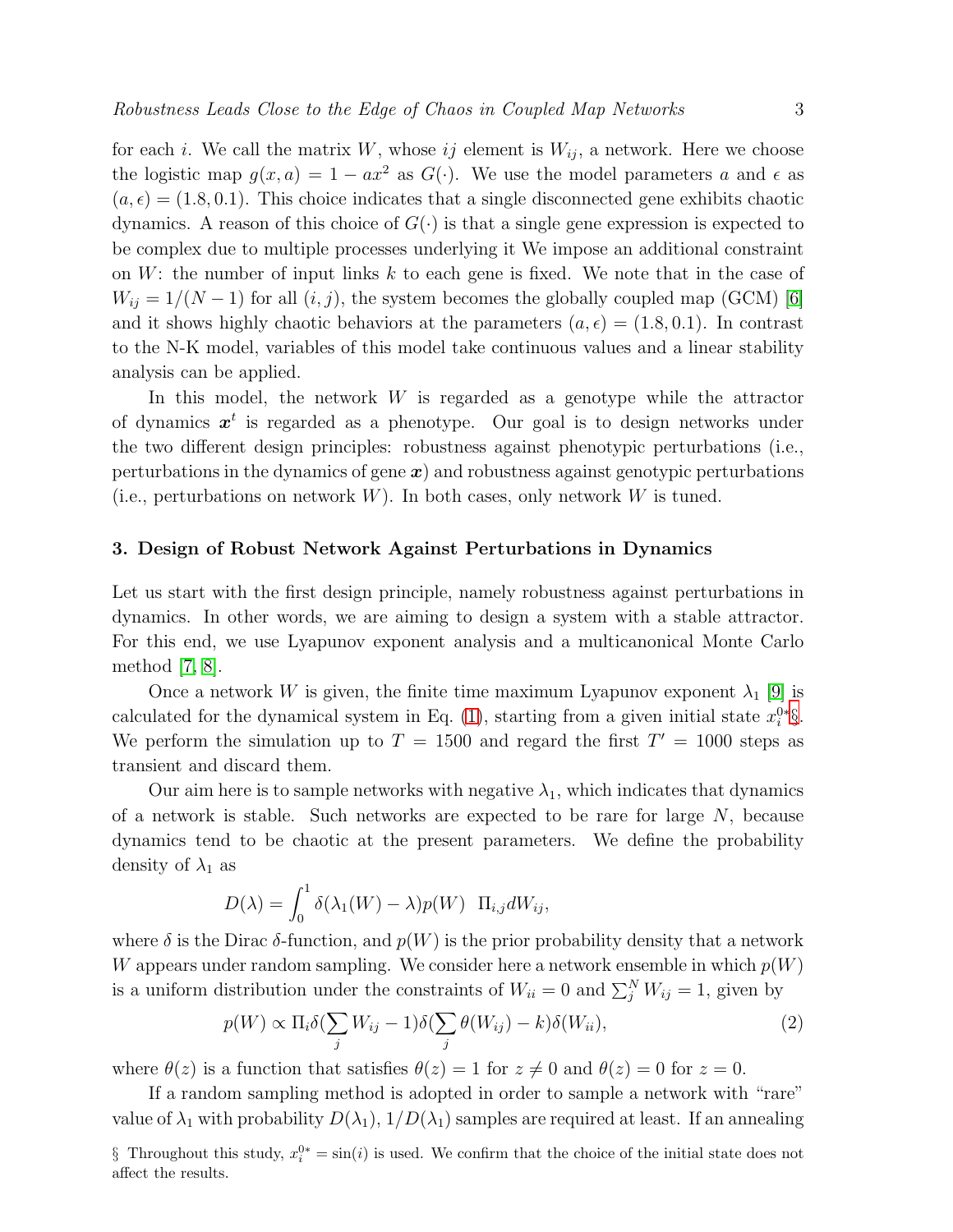for each $i$. We call the matrix $W$, whose $ij$ element is $W_{ij}$, a network. Here we choose the logistic map $g(x, a) = 1 - ax^2$ as $G(\cdot)$. We use the model parameters $a$ and $\epsilon$ as $(a, \epsilon) = (1.8, 0.1)$. This choice indicates that a single disconnected gene exhibits chaotic dynamics. A reason of this choice of $G(\cdot)$ is that a single gene expression is expected to be complex due to multiple processes underlying it We impose an additional constraint on $W$: the number of input links $k$ to each gene is fixed. We note that in the case of $W_{ij} = 1/(N-1)$ for all $(i, j)$, the system becomes the globally coupled map (GCM) [6] and it shows highly chaotic behaviors at the parameters $(a, \epsilon) = (1.8, 0.1)$. In contrast to the N-K model, variables of this model take continuous values and a linear stability analysis can be applied.

In this model, the network $W$ is regarded as a genotype while the attractor of dynamics $\boldsymbol{x}^t$ is regarded as a phenotype. Our goal is to design networks under the two different design principles: robustness against phenotypic perturbations (i.e., perturbations in the dynamics of gene $\boldsymbol{x}$) and robustness against genotypic perturbations (i.e., perturbations on network $W$). In both cases, only network $W$ is tuned.

### 3. Design of Robust Network Against Perturbations in Dynamics

Let us start with the first design principle, namely robustness against perturbations in dynamics. In other words, we are aiming to design a system with a stable attractor. For this end, we use Lyapunov exponent analysis and a multicanonical Monte Carlo method [7, 8].

Once a network $W$ is given, the finite time maximum Lyapunov exponent $\lambda_1$ [9] is calculated for the dynamical system in Eq. (1), starting from a given initial state $x_i^{0*}$§. We perform the simulation up to $T = 1500$ and regard the first $T' = 1000$ steps as transient and discard them.

Our aim here is to sample networks with negative $\lambda_1$, which indicates that dynamics of a network is stable. Such networks are expected to be rare for large $N$, because dynamics tend to be chaotic at the present parameters. We define the probability density of $\lambda_1$ as

$$D(\lambda) = \int_0^1 \delta(\lambda_1(W) - \lambda) p(W) \;\; \Pi_{i,j} dW_{ij},$$

where $\delta$ is the Dirac $\delta$-function, and $p(W)$ is the prior probability density that a network $W$ appears under random sampling. We consider here a network ensemble in which $p(W)$ is a uniform distribution under the constraints of $W_{ii} = 0$ and $\sum_j^N W_{ij} = 1$, given by

$$p(W) \propto \Pi_i \delta(\sum_j W_{ij} - 1) \delta(\sum_j \theta(W_{ij}) - k) \delta(W_{ii}), \tag{2}$$

where $\theta(z)$ is a function that satisfies $\theta(z) = 1$ for $z \neq 0$ and $\theta(z) = 0$ for $z = 0$.

If a random sampling method is adopted in order to sample a network with "rare" value of $\lambda_1$ with probability $D(\lambda_1)$, $1/D(\lambda_1)$ samples are required at least. If an annealing

§ Throughout this study, $x_i^{0*} = \sin(i)$ is used. We confirm that the choice of the initial state does not affect the results.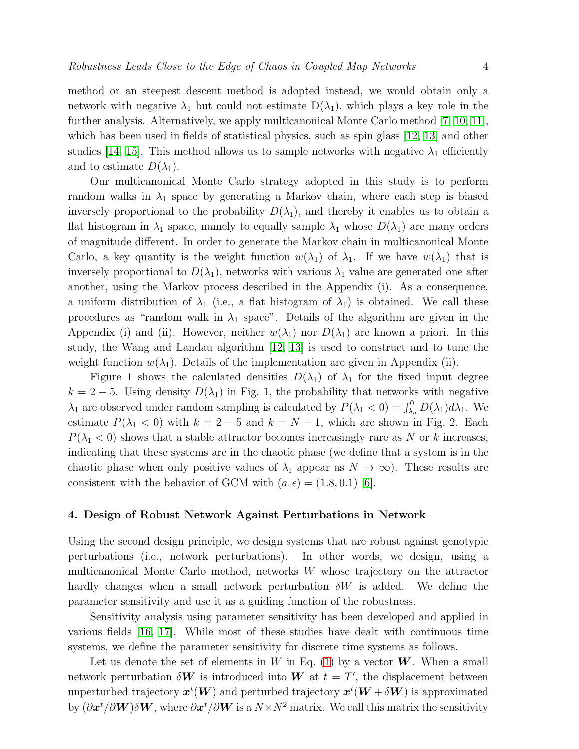method or an steepest descent method is adopted instead, we would obtain only a network with negative $\lambda_1$ but could not estimate $D(\lambda_1)$, which plays a key role in the further analysis. Alternatively, we apply multicanonical Monte Carlo method [7, 10, 11], which has been used in fields of statistical physics, such as spin glass [12, 13] and other studies [14, 15]. This method allows us to sample networks with negative $\lambda_1$ efficiently and to estimate $D(\lambda_1)$.

Our multicanonical Monte Carlo strategy adopted in this study is to perform random walks in $\lambda_1$ space by generating a Markov chain, where each step is biased inversely proportional to the probability $D(\lambda_1)$, and thereby it enables us to obtain a flat histogram in $\lambda_1$ space, namely to equally sample $\lambda_1$ whose $D(\lambda_1)$ are many orders of magnitude different. In order to generate the Markov chain in multicanonical Monte Carlo, a key quantity is the weight function $w(\lambda_1)$ of $\lambda_1$. If we have $w(\lambda_1)$ that is inversely proportional to $D(\lambda_1)$, networks with various $\lambda_1$ value are generated one after another, using the Markov process described in the Appendix (i). As a consequence, a uniform distribution of $\lambda_1$ (i.e., a flat histogram of $\lambda_1$) is obtained. We call these procedures as "random walk in $\lambda_1$ space". Details of the algorithm are given in the Appendix (i) and (ii). However, neither $w(\lambda_1)$ nor $D(\lambda_1)$ are known a priori. In this study, the Wang and Landau algorithm [12, 13] is used to construct and to tune the weight function $w(\lambda_1)$. Details of the implementation are given in Appendix (ii).

Figure 1 shows the calculated densities $D(\lambda_1)$ of $\lambda_1$ for the fixed input degree $k = 2-5$. Using density $D(\lambda_1)$ in Fig. 1, the probability that networks with negative $\lambda_1$ are observed under random sampling is calculated by $P(\lambda_1 < 0) = \int_{\lambda_a}^{0} D(\lambda_1) d\lambda_1$. We estimate $P(\lambda_1 < 0)$ with $k = 2-5$ and $k = N-1$, which are shown in Fig. 2. Each $P(\lambda_1 < 0)$ shows that a stable attractor becomes increasingly rare as $N$ or $k$ increases, indicating that these systems are in the chaotic phase (we define that a system is in the chaotic phase when only positive values of $\lambda_1$ appear as $N \to \infty$). These results are consistent with the behavior of GCM with $(a, \epsilon) = (1.8, 0.1)$ [6].

## 4. Design of Robust Network Against Perturbations in Network

Using the second design principle, we design systems that are robust against genotypic perturbations (i.e., network perturbations). In other words, we design, using a multicanonical Monte Carlo method, networks $W$ whose trajectory on the attractor hardly changes when a small network perturbation $\delta W$ is added. We define the parameter sensitivity and use it as a guiding function of the robustness.

Sensitivity analysis using parameter sensitivity has been developed and applied in various fields [16, 17]. While most of these studies have dealt with continuous time systems, we define the parameter sensitivity for discrete time systems as follows.

Let us denote the set of elements in $W$ in Eq. (1) by a vector $\boldsymbol{W}$. When a small network perturbation $\delta\boldsymbol{W}$ is introduced into $\boldsymbol{W}$ at $t = T'$, the displacement between unperturbed trajectory $\boldsymbol{x}^t(\boldsymbol{W})$ and perturbed trajectory $\boldsymbol{x}^t(\boldsymbol{W} + \delta\boldsymbol{W})$ is approximated by $(\partial\boldsymbol{x}^t/\partial\boldsymbol{W})\delta\boldsymbol{W}$, where $\partial\boldsymbol{x}^t/\partial\boldsymbol{W}$ is a $N \times N^2$ matrix. We call this matrix the sensitivity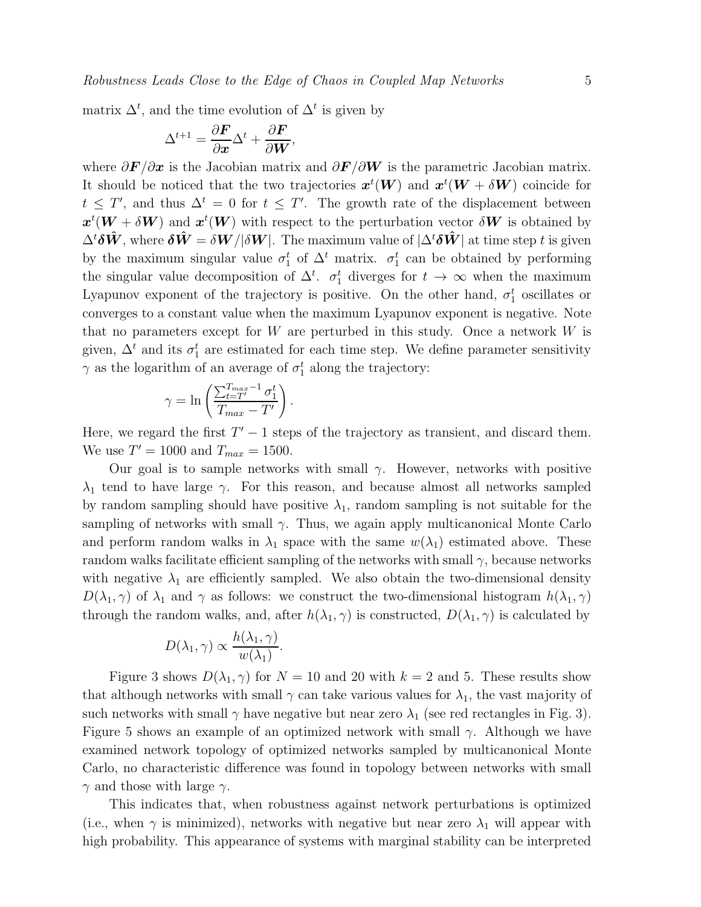matrix $\Delta^t$, and the time evolution of $\Delta^t$ is given by

$$\Delta^{t+1} = \frac{\partial \boldsymbol{F}}{\partial \boldsymbol{x}} \Delta^t + \frac{\partial \boldsymbol{F}}{\partial \boldsymbol{W}},$$

where $\partial \boldsymbol{F}/\partial \boldsymbol{x}$ is the Jacobian matrix and $\partial \boldsymbol{F}/\partial \boldsymbol{W}$ is the parametric Jacobian matrix. It should be noticed that the two trajectories $\boldsymbol{x}^t(\boldsymbol{W})$ and $\boldsymbol{x}^t(\boldsymbol{W} + \delta \boldsymbol{W})$ coincide for $t \leq T'$, and thus $\Delta^t = 0$ for $t \leq T'$. The growth rate of the displacement between $\boldsymbol{x}^t(\boldsymbol{W} + \delta \boldsymbol{W})$ and $\boldsymbol{x}^t(\boldsymbol{W})$ with respect to the perturbation vector $\delta \boldsymbol{W}$ is obtained by $\Delta^t \boldsymbol{\delta \hat{W}}$, where $\boldsymbol{\delta \hat{W}} = \delta \boldsymbol{W}/|\delta \boldsymbol{W}|$. The maximum value of $|\Delta^t \boldsymbol{\delta \hat{W}}|$ at time step $t$ is given by the maximum singular value $\sigma_1^t$ of $\Delta^t$ matrix. $\sigma_1^t$ can be obtained by performing the singular value decomposition of $\Delta^t$. $\sigma_1^t$ diverges for $t \to \infty$ when the maximum Lyapunov exponent of the trajectory is positive. On the other hand, $\sigma_1^t$ oscillates or converges to a constant value when the maximum Lyapunov exponent is negative. Note that no parameters except for $W$ are perturbed in this study. Once a network $W$ is given, $\Delta^t$ and its $\sigma_1^t$ are estimated for each time step. We define parameter sensitivity $\gamma$ as the logarithm of an average of $\sigma_1^t$ along the trajectory:

$$\gamma = \ln \left( \frac{\sum_{t=T'}^{T_{max}-1} \sigma_1^t}{T_{max} - T'} \right).$$

Here, we regard the first $T' - 1$ steps of the trajectory as transient, and discard them. We use $T' = 1000$ and $T_{max} = 1500$.

Our goal is to sample networks with small $\gamma$. However, networks with positive $\lambda_1$ tend to have large $\gamma$. For this reason, and because almost all networks sampled by random sampling should have positive $\lambda_1$, random sampling is not suitable for the sampling of networks with small $\gamma$. Thus, we again apply multicanonical Monte Carlo and perform random walks in $\lambda_1$ space with the same $w(\lambda_1)$ estimated above. These random walks facilitate efficient sampling of the networks with small $\gamma$, because networks with negative $\lambda_1$ are efficiently sampled. We also obtain the two-dimensional density $D(\lambda_1, \gamma)$ of $\lambda_1$ and $\gamma$ as follows: we construct the two-dimensional histogram $h(\lambda_1, \gamma)$ through the random walks, and, after $h(\lambda_1, \gamma)$ is constructed, $D(\lambda_1, \gamma)$ is calculated by

$$D(\lambda_1, \gamma) \propto \frac{h(\lambda_1, \gamma)}{w(\lambda_1)}.$$

Figure 3 shows $D(\lambda_1, \gamma)$ for $N = 10$ and 20 with $k = 2$ and 5. These results show that although networks with small $\gamma$ can take various values for $\lambda_1$, the vast majority of such networks with small $\gamma$ have negative but near zero $\lambda_1$ (see red rectangles in Fig. 3). Figure 5 shows an example of an optimized network with small $\gamma$. Although we have examined network topology of optimized networks sampled by multicanonical Monte Carlo, no characteristic difference was found in topology between networks with small $\gamma$ and those with large $\gamma$.

This indicates that, when robustness against network perturbations is optimized (i.e., when $\gamma$ is minimized), networks with negative but near zero $\lambda_1$ will appear with high probability. This appearance of systems with marginal stability can be interpreted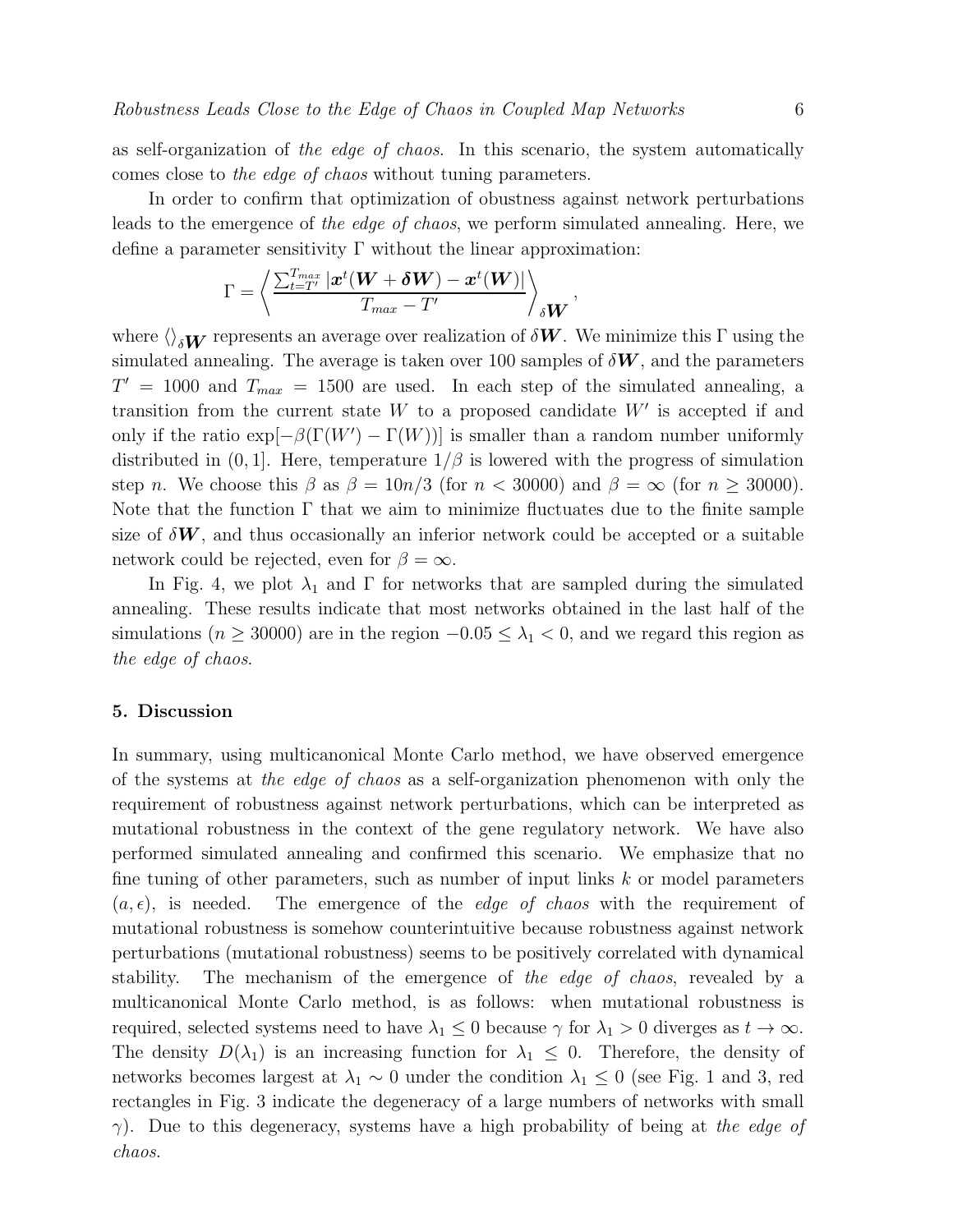as self-organization of *the edge of chaos*. In this scenario, the system automatically comes close to *the edge of chaos* without tuning parameters.

In order to confirm that optimization of obustness against network perturbations leads to the emergence of *the edge of chaos*, we perform simulated annealing. Here, we define a parameter sensitivity $\Gamma$ without the linear approximation:

$$\Gamma = \left\langle \frac{\sum_{t=T'}^{T_{max}} |\boldsymbol{x}^t(\boldsymbol{W} + \boldsymbol{\delta W}) - \boldsymbol{x}^t(\boldsymbol{W})|}{T_{max} - T'} \right\rangle_{\delta \boldsymbol{W}},$$

where $\langle\rangle_{\delta \boldsymbol{W}}$ represents an average over realization of $\delta \boldsymbol{W}$. We minimize this $\Gamma$ using the simulated annealing. The average is taken over 100 samples of $\delta \boldsymbol{W}$, and the parameters $T' = 1000$ and $T_{max} = 1500$ are used. In each step of the simulated annealing, a transition from the current state $W$ to a proposed candidate $W'$ is accepted if and only if the ratio $\exp[-\beta(\Gamma(W') - \Gamma(W))]$ is smaller than a random number uniformly distributed in $(0, 1]$. Here, temperature $1/\beta$ is lowered with the progress of simulation step $n$. We choose this $\beta$ as $\beta = 10n/3$ (for $n < 30000$) and $\beta = \infty$ (for $n \geq 30000$). Note that the function $\Gamma$ that we aim to minimize fluctuates due to the finite sample size of $\delta \boldsymbol{W}$, and thus occasionally an inferior network could be accepted or a suitable network could be rejected, even for $\beta = \infty$.

In Fig. 4, we plot $\lambda_1$ and $\Gamma$ for networks that are sampled during the simulated annealing. These results indicate that most networks obtained in the last half of the simulations ($n \geq 30000$) are in the region $-0.05 \leq \lambda_1 < 0$, and we regard this region as *the edge of chaos*.

## 5. Discussion

In summary, using multicanonical Monte Carlo method, we have observed emergence of the systems at *the edge of chaos* as a self-organization phenomenon with only the requirement of robustness against network perturbations, which can be interpreted as mutational robustness in the context of the gene regulatory network. We have also performed simulated annealing and confirmed this scenario. We emphasize that no fine tuning of other parameters, such as number of input links $k$ or model parameters $(a, \epsilon)$, is needed. The emergence of the *edge of chaos* with the requirement of mutational robustness is somehow counterintuitive because robustness against network perturbations (mutational robustness) seems to be positively correlated with dynamical stability. The mechanism of the emergence of *the edge of chaos*, revealed by a multicanonical Monte Carlo method, is as follows: when mutational robustness is required, selected systems need to have $\lambda_1 \leq 0$ because $\gamma$ for $\lambda_1 > 0$ diverges as $t \to \infty$. The density $D(\lambda_1)$ is an increasing function for $\lambda_1 \leq 0$. Therefore, the density of networks becomes largest at $\lambda_1 \sim 0$ under the condition $\lambda_1 \leq 0$ (see Fig. 1 and 3, red rectangles in Fig. 3 indicate the degeneracy of a large numbers of networks with small $\gamma$). Due to this degeneracy, systems have a high probability of being at *the edge of chaos*.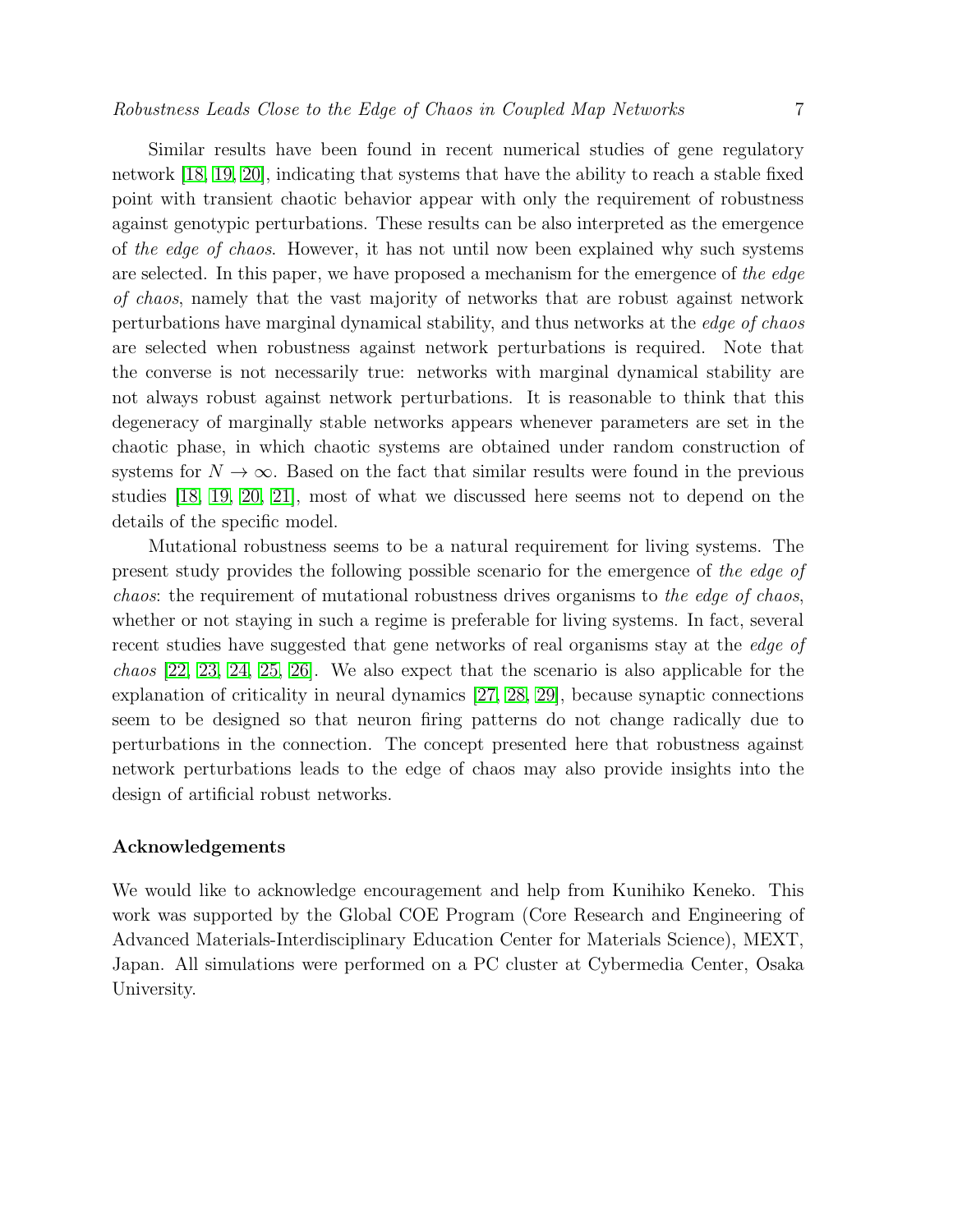Similar results have been found in recent numerical studies of gene regulatory network [18, 19, 20], indicating that systems that have the ability to reach a stable fixed point with transient chaotic behavior appear with only the requirement of robustness against genotypic perturbations. These results can be also interpreted as the emergence of *the edge of chaos*. However, it has not until now been explained why such systems are selected. In this paper, we have proposed a mechanism for the emergence of *the edge of chaos*, namely that the vast majority of networks that are robust against network perturbations have marginal dynamical stability, and thus networks at the *edge of chaos* are selected when robustness against network perturbations is required. Note that the converse is not necessarily true: networks with marginal dynamical stability are not always robust against network perturbations. It is reasonable to think that this degeneracy of marginally stable networks appears whenever parameters are set in the chaotic phase, in which chaotic systems are obtained under random construction of systems for $N \to \infty$. Based on the fact that similar results were found in the previous studies [18, 19, 20, 21], most of what we discussed here seems not to depend on the details of the specific model.

Mutational robustness seems to be a natural requirement for living systems. The present study provides the following possible scenario for the emergence of *the edge of chaos*: the requirement of mutational robustness drives organisms to *the edge of chaos*, whether or not staying in such a regime is preferable for living systems. In fact, several recent studies have suggested that gene networks of real organisms stay at the *edge of chaos* [22, 23, 24, 25, 26]. We also expect that the scenario is also applicable for the explanation of criticality in neural dynamics [27, 28, 29], because synaptic connections seem to be designed so that neuron firing patterns do not change radically due to perturbations in the connection. The concept presented here that robustness against network perturbations leads to the edge of chaos may also provide insights into the design of artificial robust networks.

## Acknowledgements

We would like to acknowledge encouragement and help from Kunihiko Keneko. This work was supported by the Global COE Program (Core Research and Engineering of Advanced Materials-Interdisciplinary Education Center for Materials Science), MEXT, Japan. All simulations were performed on a PC cluster at Cybermedia Center, Osaka University.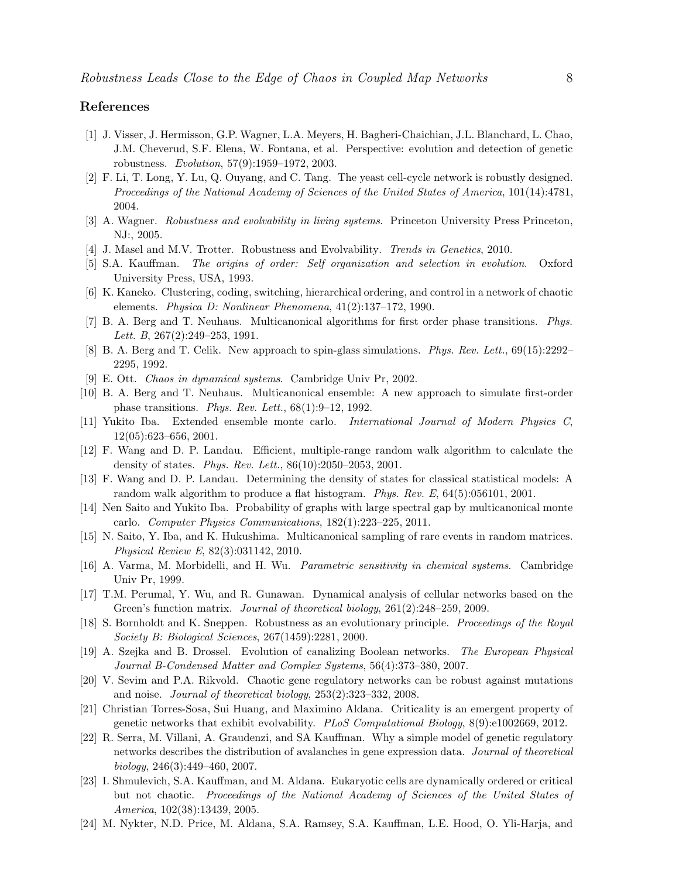## References

[1] J. Visser, J. Hermisson, G.P. Wagner, L.A. Meyers, H. Bagheri-Chaichian, J.L. Blanchard, L. Chao, J.M. Cheverud, S.F. Elena, W. Fontana, et al. Perspective: evolution and detection of genetic robustness. *Evolution*, 57(9):1959–1972, 2003.

[2] F. Li, T. Long, Y. Lu, Q. Ouyang, and C. Tang. The yeast cell-cycle network is robustly designed. *Proceedings of the National Academy of Sciences of the United States of America*, 101(14):4781, 2004.

[3] A. Wagner. *Robustness and evolvability in living systems*. Princeton University Press Princeton, NJ:, 2005.

[4] J. Masel and M.V. Trotter. Robustness and Evolvability. *Trends in Genetics*, 2010.

[5] S.A. Kauffman. *The origins of order: Self organization and selection in evolution*. Oxford University Press, USA, 1993.

[6] K. Kaneko. Clustering, coding, switching, hierarchical ordering, and control in a network of chaotic elements. *Physica D: Nonlinear Phenomena*, 41(2):137–172, 1990.

[7] B. A. Berg and T. Neuhaus. Multicanonical algorithms for first order phase transitions. *Phys. Lett. B*, 267(2):249–253, 1991.

[8] B. A. Berg and T. Celik. New approach to spin-glass simulations. *Phys. Rev. Lett.*, 69(15):2292–2295, 1992.

[9] E. Ott. *Chaos in dynamical systems*. Cambridge Univ Pr, 2002.

[10] B. A. Berg and T. Neuhaus. Multicanonical ensemble: A new approach to simulate first-order phase transitions. *Phys. Rev. Lett.*, 68(1):9–12, 1992.

[11] Yukito Iba. Extended ensemble monte carlo. *International Journal of Modern Physics C*, 12(05):623–656, 2001.

[12] F. Wang and D. P. Landau. Efficient, multiple-range random walk algorithm to calculate the density of states. *Phys. Rev. Lett.*, 86(10):2050–2053, 2001.

[13] F. Wang and D. P. Landau. Determining the density of states for classical statistical models: A random walk algorithm to produce a flat histogram. *Phys. Rev. E*, 64(5):056101, 2001.

[14] Nen Saito and Yukito Iba. Probability of graphs with large spectral gap by multicanonical monte carlo. *Computer Physics Communications*, 182(1):223–225, 2011.

[15] N. Saito, Y. Iba, and K. Hukushima. Multicanonical sampling of rare events in random matrices. *Physical Review E*, 82(3):031142, 2010.

[16] A. Varma, M. Morbidelli, and H. Wu. *Parametric sensitivity in chemical systems*. Cambridge Univ Pr, 1999.

[17] T.M. Perumal, Y. Wu, and R. Gunawan. Dynamical analysis of cellular networks based on the Green's function matrix. *Journal of theoretical biology*, 261(2):248–259, 2009.

[18] S. Bornholdt and K. Sneppen. Robustness as an evolutionary principle. *Proceedings of the Royal Society B: Biological Sciences*, 267(1459):2281, 2000.

[19] A. Szejka and B. Drossel. Evolution of canalizing Boolean networks. *The European Physical Journal B-Condensed Matter and Complex Systems*, 56(4):373–380, 2007.

[20] V. Sevim and P.A. Rikvold. Chaotic gene regulatory networks can be robust against mutations and noise. *Journal of theoretical biology*, 253(2):323–332, 2008.

[21] Christian Torres-Sosa, Sui Huang, and Maximino Aldana. Criticality is an emergent property of genetic networks that exhibit evolvability. *PLoS Computational Biology*, 8(9):e1002669, 2012.

[22] R. Serra, M. Villani, A. Graudenzi, and SA Kauffman. Why a simple model of genetic regulatory networks describes the distribution of avalanches in gene expression data. *Journal of theoretical biology*, 246(3):449–460, 2007.

[23] I. Shmulevich, S.A. Kauffman, and M. Aldana. Eukaryotic cells are dynamically ordered or critical but not chaotic. *Proceedings of the National Academy of Sciences of the United States of America*, 102(38):13439, 2005.

[24] M. Nykter, N.D. Price, M. Aldana, S.A. Ramsey, S.A. Kauffman, L.E. Hood, O. Yli-Harja, and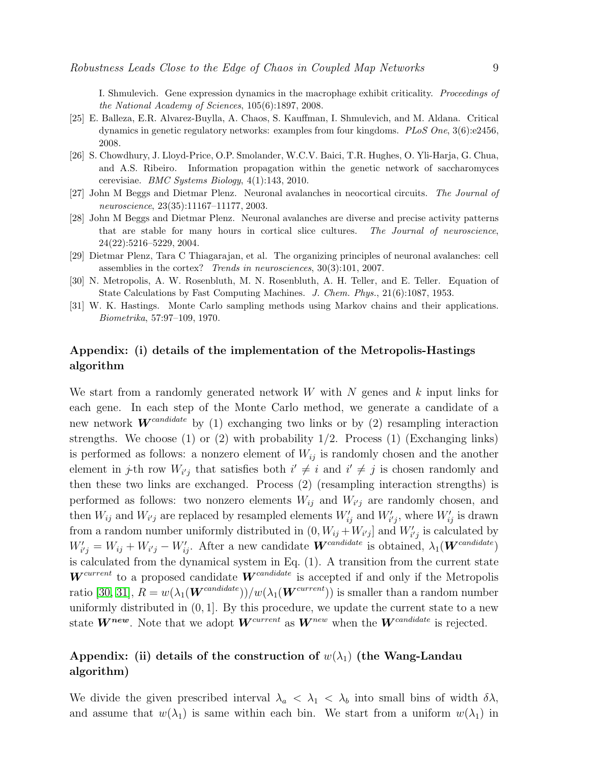I. Shmulevich. Gene expression dynamics in the macrophage exhibit criticality. *Proceedings of the National Academy of Sciences*, 105(6):1897, 2008.

[25] E. Balleza, E.R. Alvarez-Buylla, A. Chaos, S. Kauffman, I. Shmulevich, and M. Aldana. Critical dynamics in genetic regulatory networks: examples from four kingdoms. *PLoS One*, 3(6):e2456, 2008.

[26] S. Chowdhury, J. Lloyd-Price, O.P. Smolander, W.C.V. Baici, T.R. Hughes, O. Yli-Harja, G. Chua, and A.S. Ribeiro. Information propagation within the genetic network of saccharomyces cerevisiae. *BMC Systems Biology*, 4(1):143, 2010.

[27] John M Beggs and Dietmar Plenz. Neuronal avalanches in neocortical circuits. *The Journal of neuroscience*, 23(35):11167–11177, 2003.

[28] John M Beggs and Dietmar Plenz. Neuronal avalanches are diverse and precise activity patterns that are stable for many hours in cortical slice cultures. *The Journal of neuroscience*, 24(22):5216–5229, 2004.

[29] Dietmar Plenz, Tara C Thiagarajan, et al. The organizing principles of neuronal avalanches: cell assemblies in the cortex? *Trends in neurosciences*, 30(3):101, 2007.

[30] N. Metropolis, A. W. Rosenbluth, M. N. Rosenbluth, A. H. Teller, and E. Teller. Equation of State Calculations by Fast Computing Machines. *J. Chem. Phys.*, 21(6):1087, 1953.

[31] W. K. Hastings. Monte Carlo sampling methods using Markov chains and their applications. *Biometrika*, 57:97–109, 1970.

## Appendix: (i) details of the implementation of the Metropolis-Hastings algorithm

We start from a randomly generated network $W$ with $N$ genes and $k$ input links for each gene. In each step of the Monte Carlo method, we generate a candidate of a new network $\boldsymbol{W}^{candidate}$ by (1) exchanging two links or by (2) resampling interaction strengths. We choose (1) or (2) with probability 1/2. Process (1) (Exchanging links) is performed as follows: a nonzero element of $W_{ij}$ is randomly chosen and the another element in $j$-th row $W_{i'j}$ that satisfies both $i' \neq i$ and $i' \neq j$ is chosen randomly and then these two links are exchanged. Process (2) (resampling interaction strengths) is performed as follows: two nonzero elements $W_{ij}$ and $W_{i'j}$ are randomly chosen, and then $W_{ij}$ and $W_{i'j}$ are replaced by resampled elements $W'_{ij}$ and $W'_{i'j}$, where $W'_{ij}$ is drawn from a random number uniformly distributed in $(0, W_{ij} + W_{i'j}]$ and $W'_{i'j}$ is calculated by $W'_{i'j} = W_{ij} + W_{i'j} - W'_{ij}$. After a new candidate $\boldsymbol{W}^{candidate}$ is obtained, $\lambda_1(\boldsymbol{W}^{candidate})$ is calculated from the dynamical system in Eq. (1). A transition from the current state $\boldsymbol{W}^{current}$ to a proposed candidate $\boldsymbol{W}^{candidate}$ is accepted if and only if the Metropolis ratio [30, 31], $R = w(\lambda_1(\boldsymbol{W}^{candidate}))/w(\lambda_1(\boldsymbol{W}^{current}))$ is smaller than a random number uniformly distributed in $(0, 1]$. By this procedure, we update the current state to a new state $\boldsymbol{W}^{new}$. Note that we adopt $\boldsymbol{W}^{current}$ as $\boldsymbol{W}^{new}$ when the $\boldsymbol{W}^{candidate}$ is rejected.

## Appendix: (ii) details of the construction of $w(\lambda_1)$ (the Wang-Landau algorithm)

We divide the given prescribed interval $\lambda_a < \lambda_1 < \lambda_b$ into small bins of width $\delta\lambda$, and assume that $w(\lambda_1)$ is same within each bin. We start from a uniform $w(\lambda_1)$ in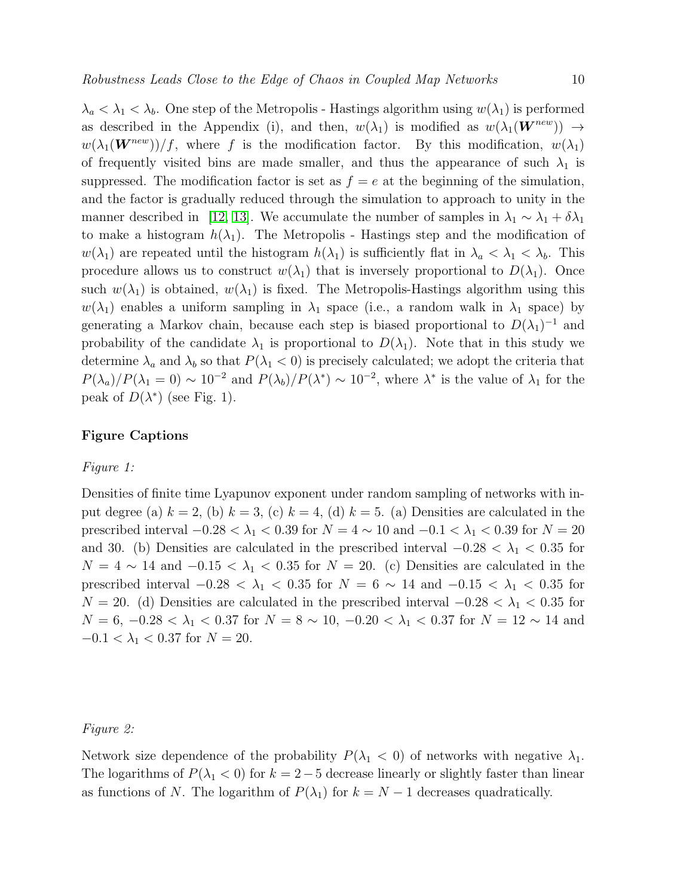$\lambda_a < \lambda_1 < \lambda_b$. One step of the Metropolis - Hastings algorithm using $w(\lambda_1)$ is performed as described in the Appendix (i), and then, $w(\lambda_1)$ is modified as $w(\lambda_1(\boldsymbol{W}^{new})) \rightarrow w(\lambda_1(\boldsymbol{W}^{new}))/f$, where $f$ is the modification factor. By this modification, $w(\lambda_1)$ of frequently visited bins are made smaller, and thus the appearance of such $\lambda_1$ is suppressed. The modification factor is set as $f = e$ at the beginning of the simulation, and the factor is gradually reduced through the simulation to approach to unity in the manner described in [12, 13]. We accumulate the number of samples in $\lambda_1 \sim \lambda_1 + \delta\lambda_1$ to make a histogram $h(\lambda_1)$. The Metropolis - Hastings step and the modification of $w(\lambda_1)$ are repeated until the histogram $h(\lambda_1)$ is sufficiently flat in $\lambda_a < \lambda_1 < \lambda_b$. This procedure allows us to construct $w(\lambda_1)$ that is inversely proportional to $D(\lambda_1)$. Once such $w(\lambda_1)$ is obtained, $w(\lambda_1)$ is fixed. The Metropolis-Hastings algorithm using this $w(\lambda_1)$ enables a uniform sampling in $\lambda_1$ space (i.e., a random walk in $\lambda_1$ space) by generating a Markov chain, because each step is biased proportional to $D(\lambda_1)^{-1}$ and probability of the candidate $\lambda_1$ is proportional to $D(\lambda_1)$. Note that in this study we determine $\lambda_a$ and $\lambda_b$ so that $P(\lambda_1 < 0)$ is precisely calculated; we adopt the criteria that $P(\lambda_a)/P(\lambda_1 = 0) \sim 10^{-2}$ and $P(\lambda_b)/P(\lambda^*) \sim 10^{-2}$, where $\lambda^*$ is the value of $\lambda_1$ for the peak of $D(\lambda^*)$ (see Fig. 1).

**Figure Captions**

*Figure 1:*

Densities of finite time Lyapunov exponent under random sampling of networks with input degree (a) $k = 2$, (b) $k = 3$, (c) $k = 4$, (d) $k = 5$. (a) Densities are calculated in the prescribed interval $-0.28 < \lambda_1 < 0.39$ for $N = 4 \sim 10$ and $-0.1 < \lambda_1 < 0.39$ for $N = 20$ and 30. (b) Densities are calculated in the prescribed interval $-0.28 < \lambda_1 < 0.35$ for $N = 4 \sim 14$ and $-0.15 < \lambda_1 < 0.35$ for $N = 20$. (c) Densities are calculated in the prescribed interval $-0.28 < \lambda_1 < 0.35$ for $N = 6 \sim 14$ and $-0.15 < \lambda_1 < 0.35$ for $N = 20$. (d) Densities are calculated in the prescribed interval $-0.28 < \lambda_1 < 0.35$ for $N = 6$, $-0.28 < \lambda_1 < 0.37$ for $N = 8 \sim 10$, $-0.20 < \lambda_1 < 0.37$ for $N = 12 \sim 14$ and $-0.1 < \lambda_1 < 0.37$ for $N = 20$.

*Figure 2:*

Network size dependence of the probability $P(\lambda_1 < 0)$ of networks with negative $\lambda_1$. The logarithms of $P(\lambda_1 < 0)$ for $k = 2 - 5$ decrease linearly or slightly faster than linear as functions of $N$. The logarithm of $P(\lambda_1)$ for $k = N - 1$ decreases quadratically.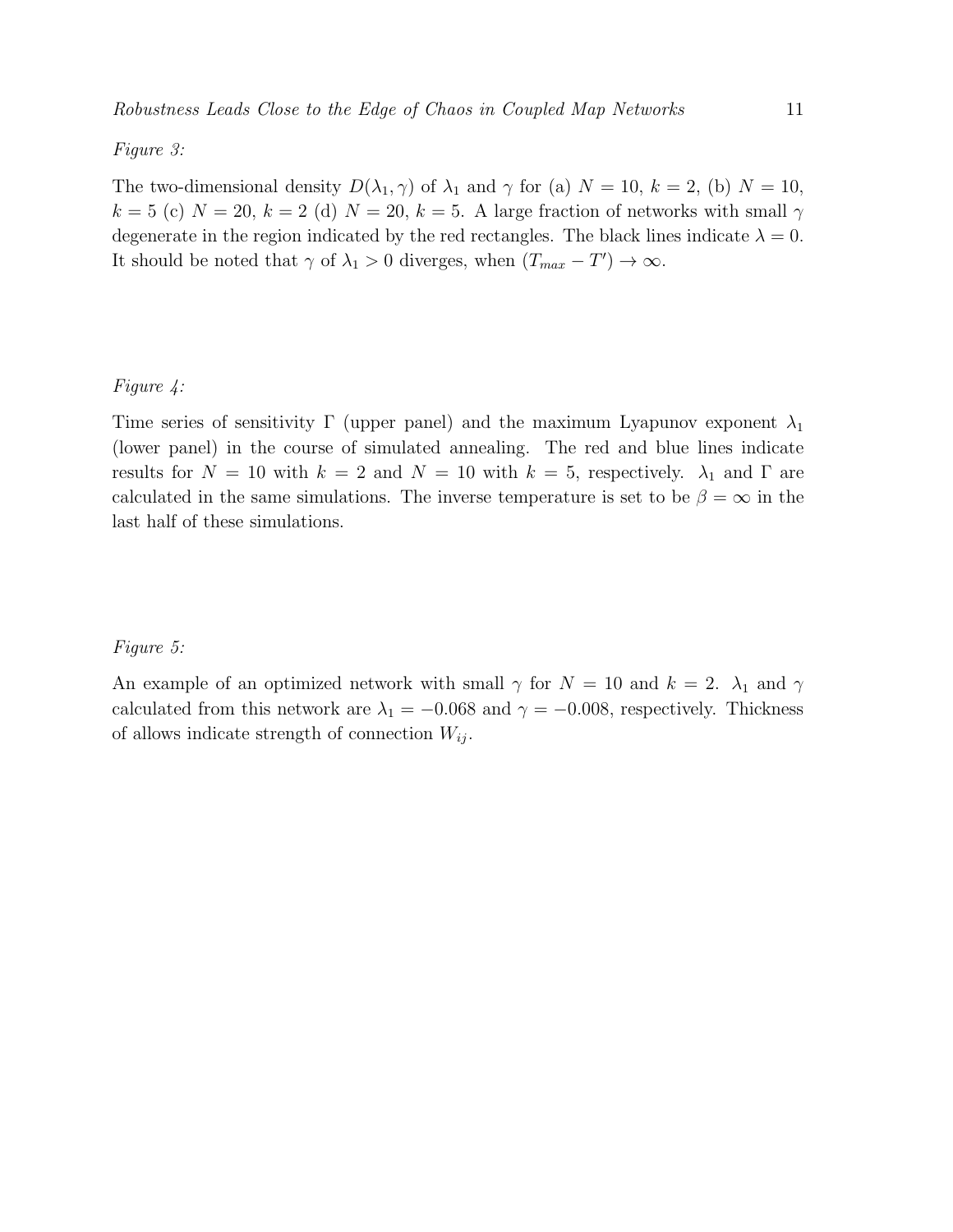*Figure 3:*

The two-dimensional density $D(\lambda_1, \gamma)$ of $\lambda_1$ and $\gamma$ for (a) $N = 10$, $k = 2$, (b) $N = 10$, $k = 5$ (c) $N = 20$, $k = 2$ (d) $N = 20$, $k = 5$. A large fraction of networks with small $\gamma$ degenerate in the region indicated by the red rectangles. The black lines indicate $\lambda = 0$. It should be noted that $\gamma$ of $\lambda_1 > 0$ diverges, when $(T_{max} - T') \to \infty$.

*Figure 4:*

Time series of sensitivity $\Gamma$ (upper panel) and the maximum Lyapunov exponent $\lambda_1$ (lower panel) in the course of simulated annealing. The red and blue lines indicate results for $N = 10$ with $k = 2$ and $N = 10$ with $k = 5$, respectively. $\lambda_1$ and $\Gamma$ are calculated in the same simulations. The inverse temperature is set to be $\beta = \infty$ in the last half of these simulations.

*Figure 5:*

An example of an optimized network with small $\gamma$ for $N = 10$ and $k = 2$. $\lambda_1$ and $\gamma$ calculated from this network are $\lambda_1 = -0.068$ and $\gamma = -0.008$, respectively. Thickness of allows indicate strength of connection $W_{ij}$.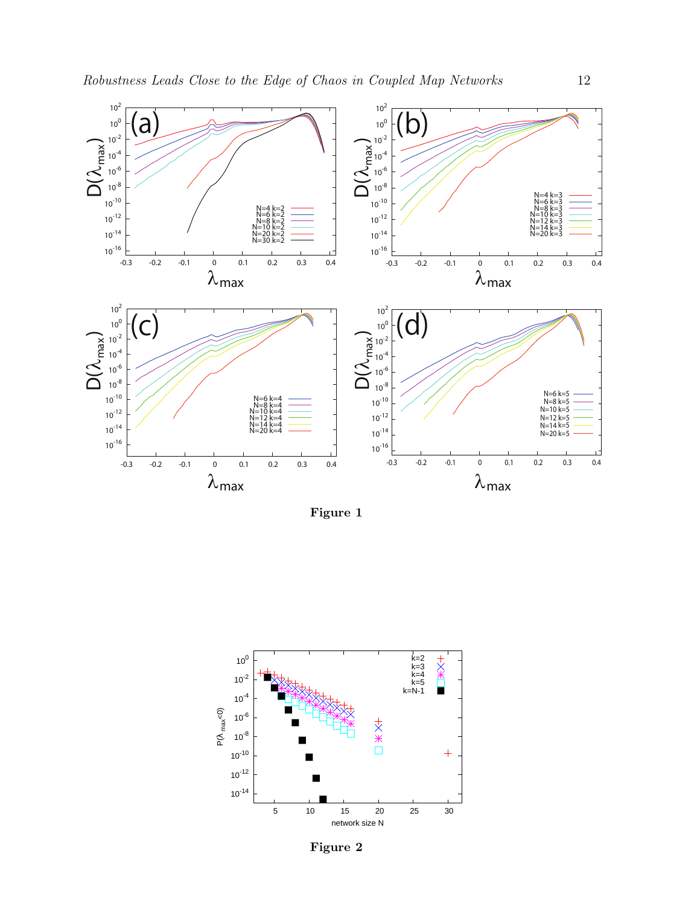**Figure 1**

**Figure 2**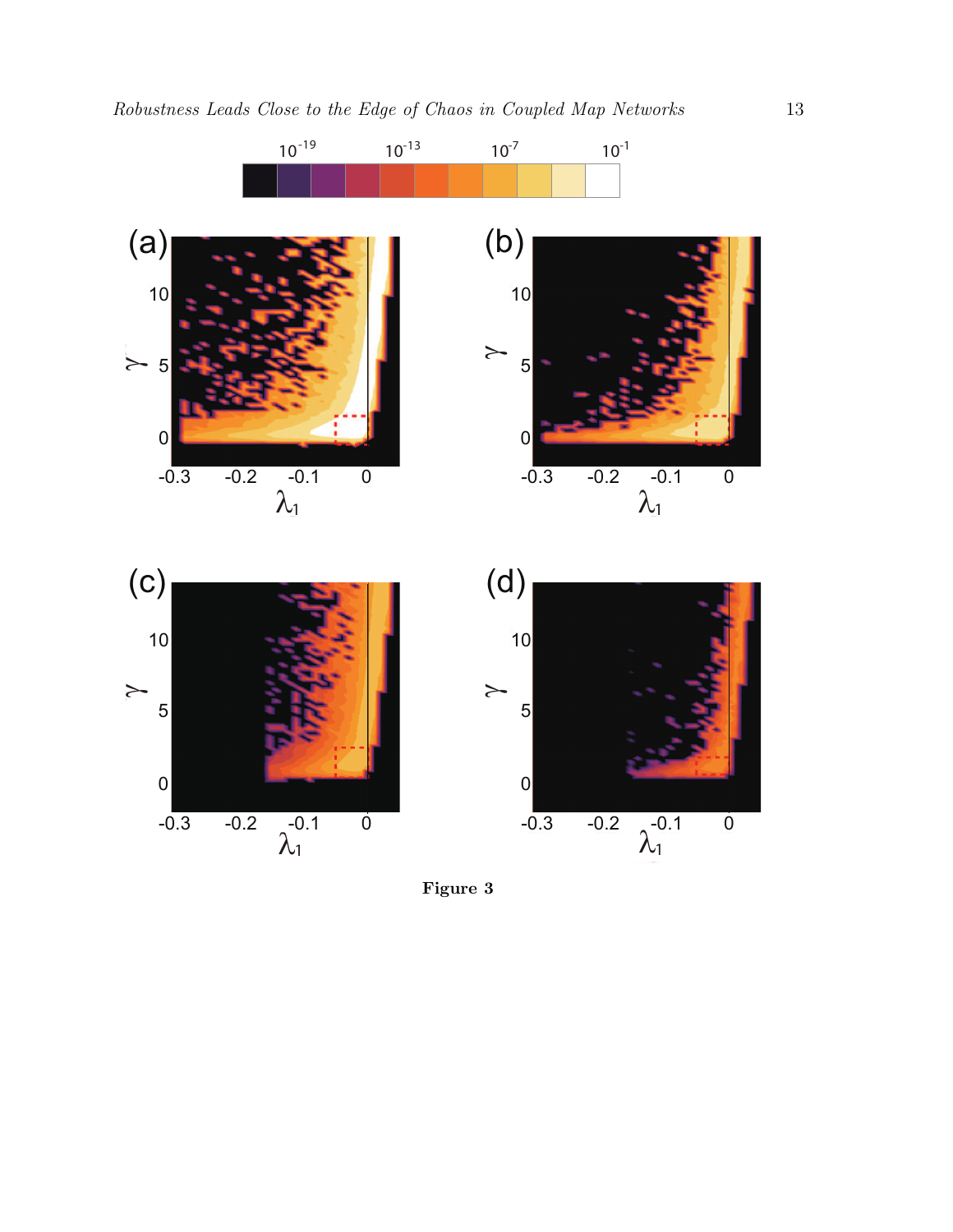**Figure 3**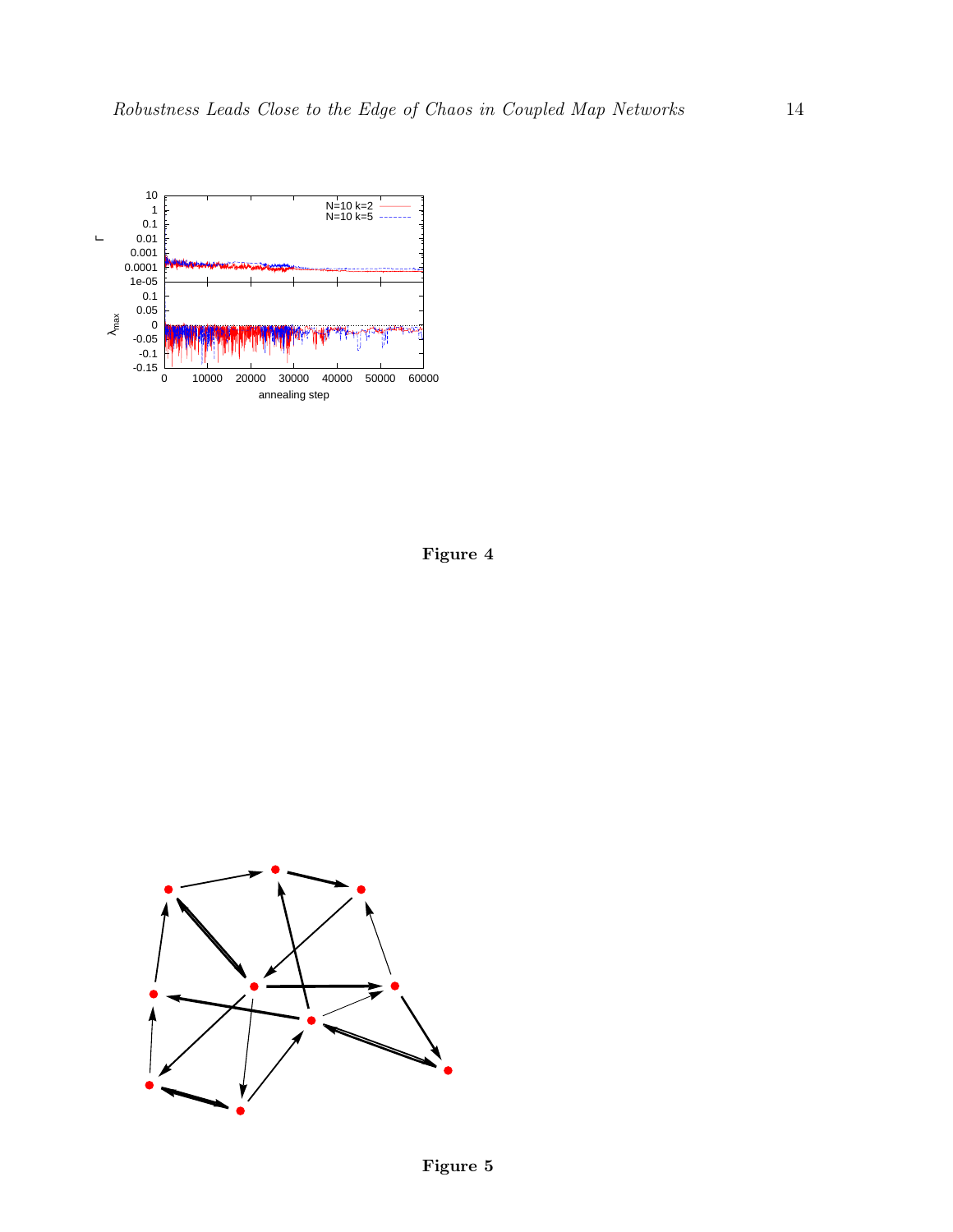10
1
0.1
0.01
0.001
0.0001
1e-05

$\Gamma$

N=10 k=2
N=10 k=5

0.1
0.05
0
-0.05
-0.1
-0.15

$\lambda_{max}$

0 10000 20000 30000 40000 50000 60000

annealing step

**Figure 4**

**Figure 5**